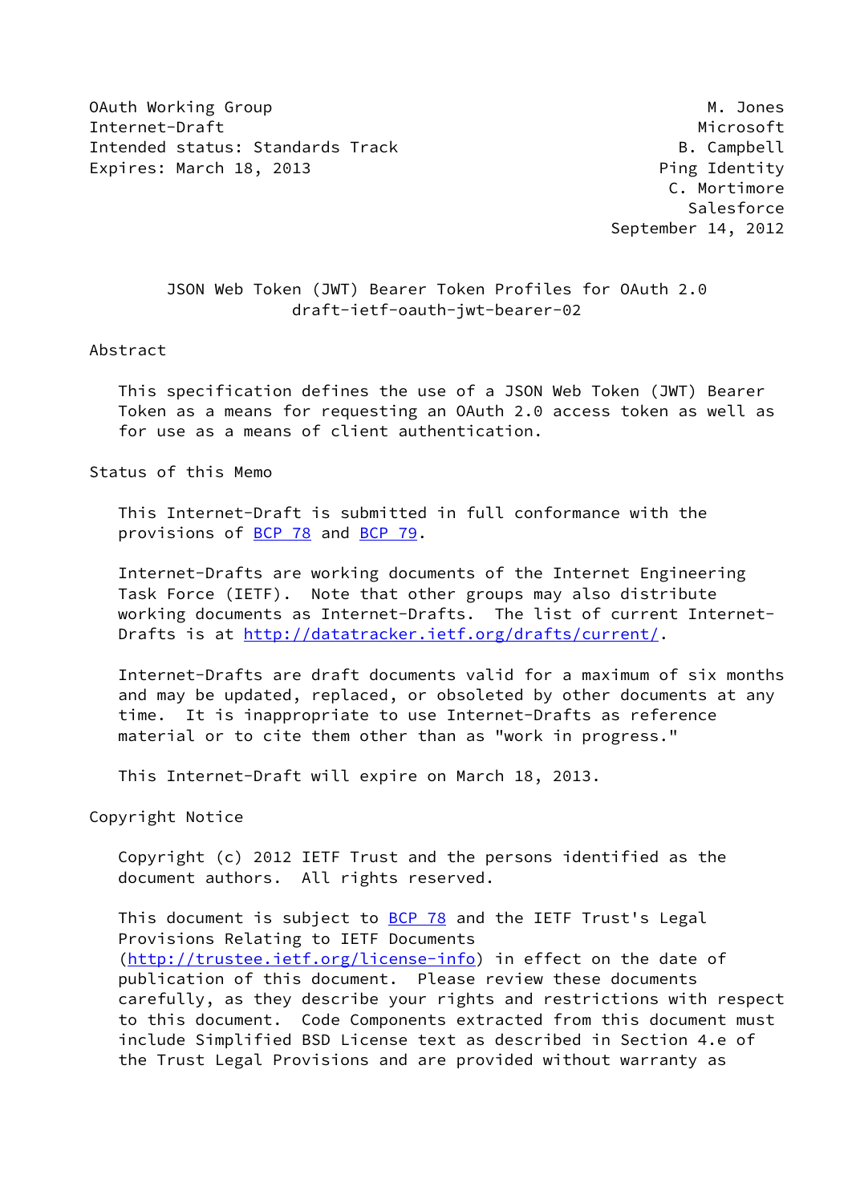OAuth Working Group  
Internet-Draft  
Intended status: Standards Track  
Expires: March 18, 2013

M. Jones  
Microsoft  
B. Campbell  
Ping Identity  
C. Mortimore  
Salesforce  
September 14, 2012

# JSON Web Token (JWT) Bearer Token Profiles for OAuth 2.0
draft-ietf-oauth-jwt-bearer-02

## Abstract

This specification defines the use of a JSON Web Token (JWT) Bearer Token as a means for requesting an OAuth 2.0 access token as well as for use as a means of client authentication.

## Status of this Memo

This Internet-Draft is submitted in full conformance with the provisions of BCP 78 and BCP 79.

Internet-Drafts are working documents of the Internet Engineering Task Force (IETF). Note that other groups may also distribute working documents as Internet-Drafts. The list of current Internet-Drafts is at http://datatracker.ietf.org/drafts/current/.

Internet-Drafts are draft documents valid for a maximum of six months and may be updated, replaced, or obsoleted by other documents at any time. It is inappropriate to use Internet-Drafts as reference material or to cite them other than as "work in progress."

This Internet-Draft will expire on March 18, 2013.

## Copyright Notice

Copyright (c) 2012 IETF Trust and the persons identified as the document authors. All rights reserved.

This document is subject to BCP 78 and the IETF Trust's Legal Provisions Relating to IETF Documents (http://trustee.ietf.org/license-info) in effect on the date of publication of this document. Please review these documents carefully, as they describe your rights and restrictions with respect to this document. Code Components extracted from this document must include Simplified BSD License text as described in Section 4.e of the Trust Legal Provisions and are provided without warranty as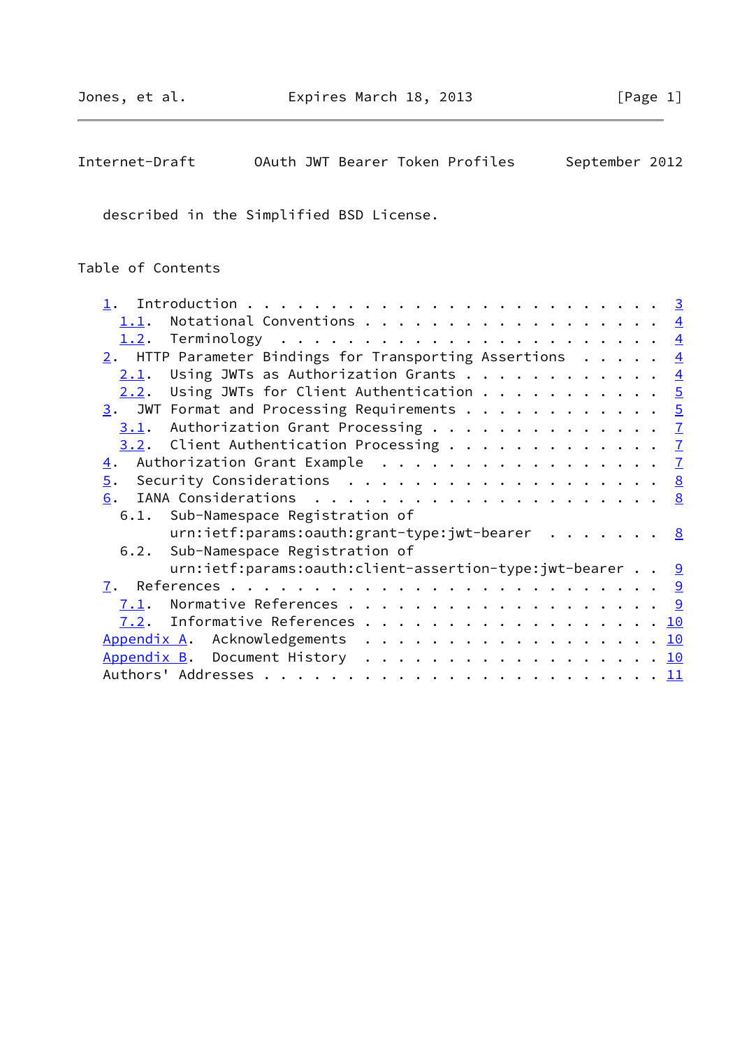described in the Simplified BSD License.

## Table of Contents

- 1. Introduction . . . . . . . . . . . . . . . . . . . . . . . . 3
  - 1.1. Notational Conventions . . . . . . . . . . . . . . . . . 4
  - 1.2. Terminology . . . . . . . . . . . . . . . . . . . . . . 4
- 2. HTTP Parameter Bindings for Transporting Assertions . . . . . 4
  - 2.1. Using JWTs as Authorization Grants . . . . . . . . . . . 4
  - 2.2. Using JWTs for Client Authentication . . . . . . . . . . 5
- 3. JWT Format and Processing Requirements . . . . . . . . . . . 5
  - 3.1. Authorization Grant Processing . . . . . . . . . . . . . 7
  - 3.2. Client Authentication Processing . . . . . . . . . . . . 7
- 4. Authorization Grant Example . . . . . . . . . . . . . . . . . 7
- 5. Security Considerations . . . . . . . . . . . . . . . . . . . 8
- 6. IANA Considerations . . . . . . . . . . . . . . . . . . . . . 8
  - 6.1. Sub-Namespace Registration of urn:ietf:params:oauth:grant-type:jwt-bearer . . . . . . . 8
  - 6.2. Sub-Namespace Registration of urn:ietf:params:oauth:client-assertion-type:jwt-bearer . . 9
- 7. References . . . . . . . . . . . . . . . . . . . . . . . . . 9
  - 7.1. Normative References . . . . . . . . . . . . . . . . . . 9
  - 7.2. Informative References . . . . . . . . . . . . . . . . . 10
- Appendix A. Acknowledgements . . . . . . . . . . . . . . . . . . 10
- Appendix B. Document History . . . . . . . . . . . . . . . . . . 10
- Authors' Addresses . . . . . . . . . . . . . . . . . . . . . . . 11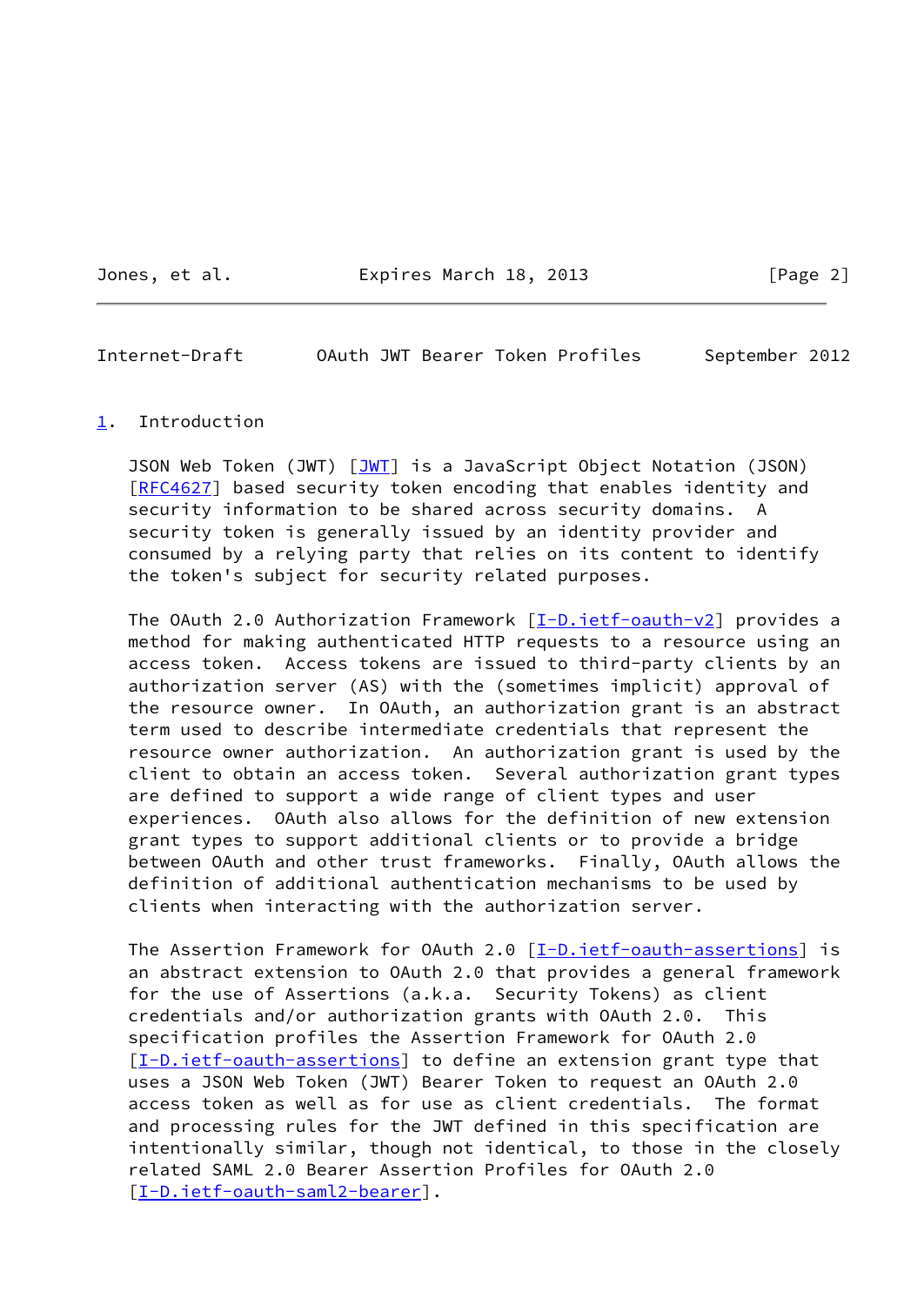## 1. Introduction

JSON Web Token (JWT) [JWT] is a JavaScript Object Notation (JSON) [RFC4627] based security token encoding that enables identity and security information to be shared across security domains. A security token is generally issued by an identity provider and consumed by a relying party that relies on its content to identify the token's subject for security related purposes.

The OAuth 2.0 Authorization Framework [I-D.ietf-oauth-v2] provides a method for making authenticated HTTP requests to a resource using an access token. Access tokens are issued to third-party clients by an authorization server (AS) with the (sometimes implicit) approval of the resource owner. In OAuth, an authorization grant is an abstract term used to describe intermediate credentials that represent the resource owner authorization. An authorization grant is used by the client to obtain an access token. Several authorization grant types are defined to support a wide range of client types and user experiences. OAuth also allows for the definition of new extension grant types to support additional clients or to provide a bridge between OAuth and other trust frameworks. Finally, OAuth allows the definition of additional authentication mechanisms to be used by clients when interacting with the authorization server.

The Assertion Framework for OAuth 2.0 [I-D.ietf-oauth-assertions] is an abstract extension to OAuth 2.0 that provides a general framework for the use of Assertions (a.k.a. Security Tokens) as client credentials and/or authorization grants with OAuth 2.0. This specification profiles the Assertion Framework for OAuth 2.0 [I-D.ietf-oauth-assertions] to define an extension grant type that uses a JSON Web Token (JWT) Bearer Token to request an OAuth 2.0 access token as well as for use as client credentials. The format and processing rules for the JWT defined in this specification are intentionally similar, though not identical, to those in the closely related SAML 2.0 Bearer Assertion Profiles for OAuth 2.0 [I-D.ietf-oauth-saml2-bearer].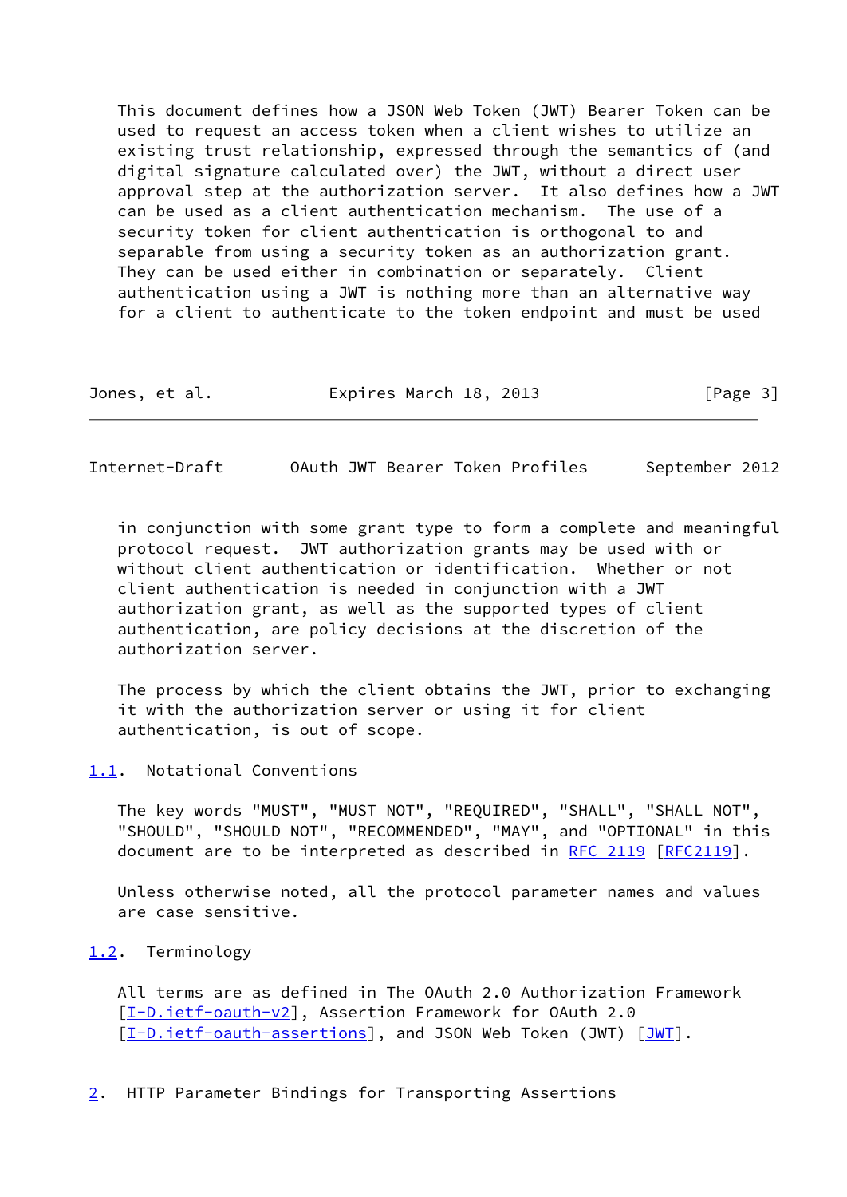This document defines how a JSON Web Token (JWT) Bearer Token can be used to request an access token when a client wishes to utilize an existing trust relationship, expressed through the semantics of (and digital signature calculated over) the JWT, without a direct user approval step at the authorization server. It also defines how a JWT can be used as a client authentication mechanism. The use of a security token for client authentication is orthogonal to and separable from using a security token as an authorization grant. They can be used either in combination or separately. Client authentication using a JWT is nothing more than an alternative way for a client to authenticate to the token endpoint and must be used in conjunction with some grant type to form a complete and meaningful protocol request. JWT authorization grants may be used with or without client authentication or identification. Whether or not client authentication is needed in conjunction with a JWT authorization grant, as well as the supported types of client authentication, are policy decisions at the discretion of the authorization server.

The process by which the client obtains the JWT, prior to exchanging it with the authorization server or using it for client authentication, is out of scope.

## 1.1. Notational Conventions

The key words "MUST", "MUST NOT", "REQUIRED", "SHALL", "SHALL NOT", "SHOULD", "SHOULD NOT", "RECOMMENDED", "MAY", and "OPTIONAL" in this document are to be interpreted as described in RFC 2119 [RFC2119].

Unless otherwise noted, all the protocol parameter names and values are case sensitive.

## 1.2. Terminology

All terms are as defined in The OAuth 2.0 Authorization Framework [I-D.ietf-oauth-v2], Assertion Framework for OAuth 2.0 [I-D.ietf-oauth-assertions], and JSON Web Token (JWT) [JWT].

# 2. HTTP Parameter Bindings for Transporting Assertions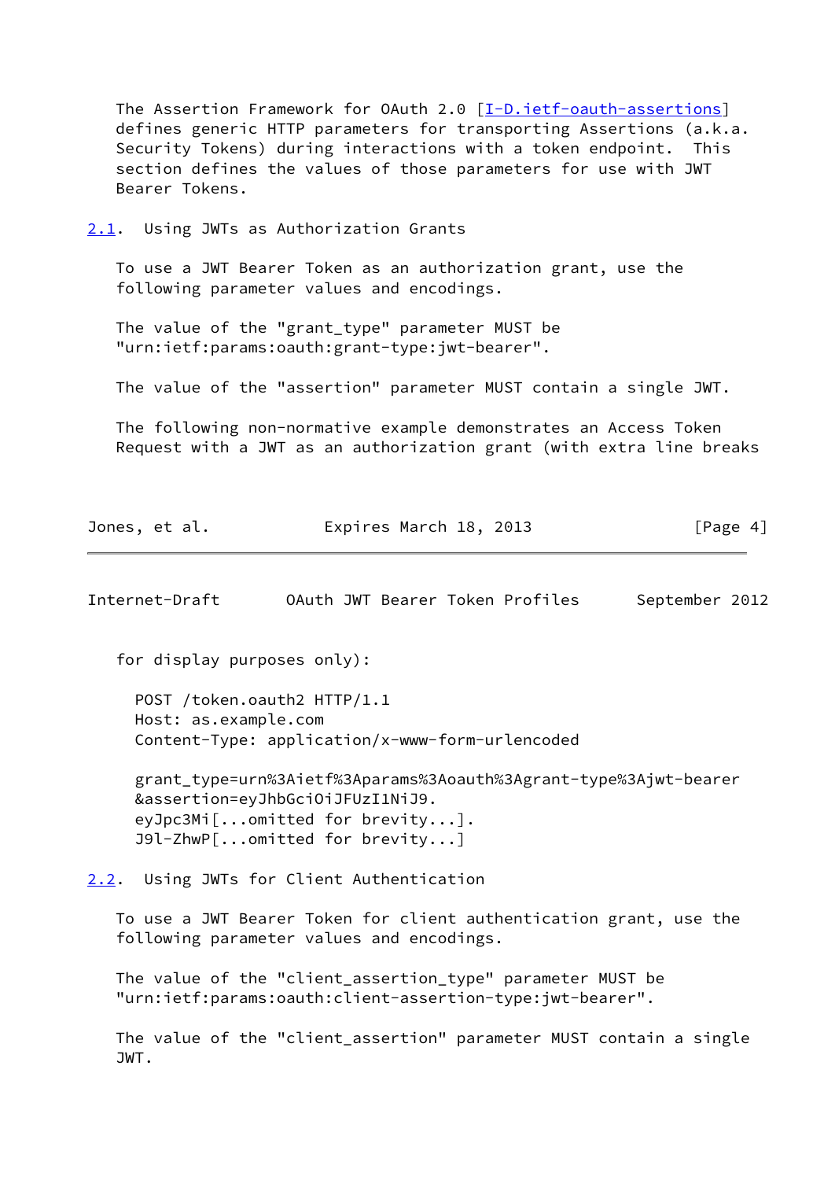The Assertion Framework for OAuth 2.0 [I-D.ietf-oauth-assertions] defines generic HTTP parameters for transporting Assertions (a.k.a. Security Tokens) during interactions with a token endpoint. This section defines the values of those parameters for use with JWT Bearer Tokens.

## 2.1. Using JWTs as Authorization Grants

To use a JWT Bearer Token as an authorization grant, use the following parameter values and encodings.

The value of the "grant_type" parameter MUST be "urn:ietf:params:oauth:grant-type:jwt-bearer".

The value of the "assertion" parameter MUST contain a single JWT.

The following non-normative example demonstrates an Access Token Request with a JWT as an authorization grant (with extra line breaks for display purposes only):

```
POST /token.oauth2 HTTP/1.1
Host: as.example.com
Content-Type: application/x-www-form-urlencoded

grant_type=urn%3Aietf%3Aparams%3Aoauth%3Agrant-type%3Ajwt-bearer
&assertion=eyJhbGciOiJFUzI1NiJ9.
eyJpc3Mi[...omitted for brevity...].
J9l-ZhwP[...omitted for brevity...]
```

## 2.2. Using JWTs for Client Authentication

To use a JWT Bearer Token for client authentication grant, use the following parameter values and encodings.

The value of the "client_assertion_type" parameter MUST be "urn:ietf:params:oauth:client-assertion-type:jwt-bearer".

The value of the "client_assertion" parameter MUST contain a single JWT.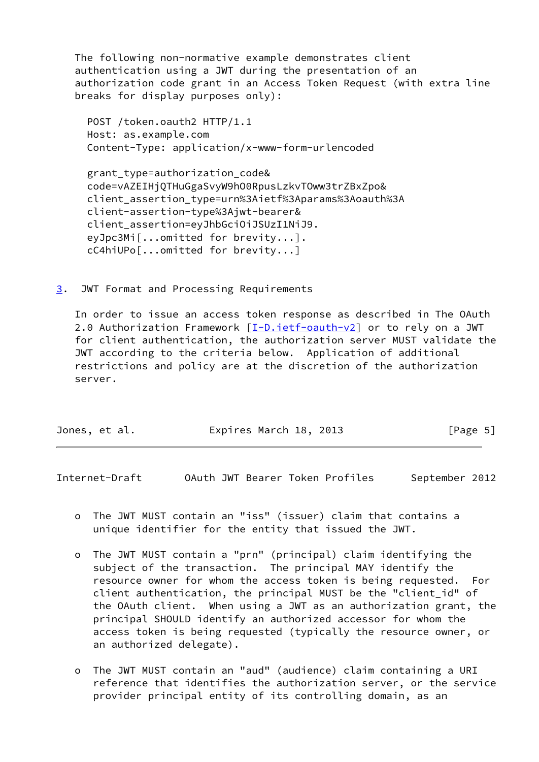The following non-normative example demonstrates client authentication using a JWT during the presentation of an authorization code grant in an Access Token Request (with extra line breaks for display purposes only):

```
POST /token.oauth2 HTTP/1.1
Host: as.example.com
Content-Type: application/x-www-form-urlencoded

grant_type=authorization_code&
code=vAZEIHjQTHuGgaSvyW9hO0RpusLzkvTOww3trZBxZpo&
client_assertion_type=urn%3Aietf%3Aparams%3Aoauth%3A
client-assertion-type%3Ajwt-bearer&
client_assertion=eyJhbGciOiJSUzI1NiJ9.
eyJpc3Mi[...omitted for brevity...].
cC4hiUPo[...omitted for brevity...]
```

## 3. JWT Format and Processing Requirements

In order to issue an access token response as described in The OAuth 2.0 Authorization Framework [I-D.ietf-oauth-v2] or to rely on a JWT for client authentication, the authorization server MUST validate the JWT according to the criteria below. Application of additional restrictions and policy are at the discretion of the authorization server.

- The JWT MUST contain an "iss" (issuer) claim that contains a unique identifier for the entity that issued the JWT.

- The JWT MUST contain a "prn" (principal) claim identifying the subject of the transaction. The principal MAY identify the resource owner for whom the access token is being requested. For client authentication, the principal MUST be the "client_id" of the OAuth client. When using a JWT as an authorization grant, the principal SHOULD identify an authorized accessor for whom the access token is being requested (typically the resource owner, or an authorized delegate).

- The JWT MUST contain an "aud" (audience) claim containing a URI reference that identifies the authorization server, or the service provider principal entity of its controlling domain, as an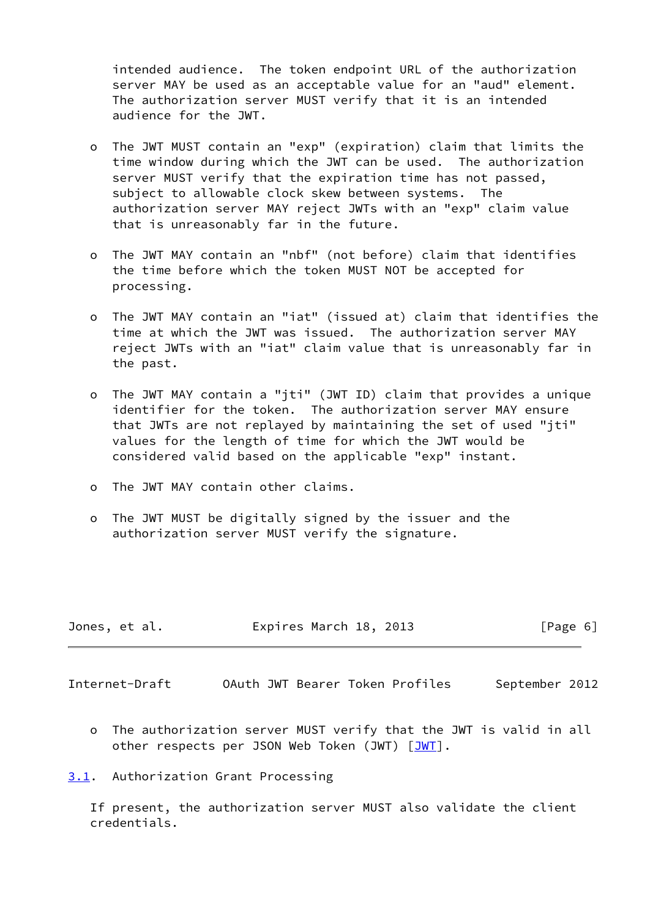intended audience. The token endpoint URL of the authorization server MAY be used as an acceptable value for an "aud" element. The authorization server MUST verify that it is an intended audience for the JWT.

- The JWT MUST contain an "exp" (expiration) claim that limits the time window during which the JWT can be used. The authorization server MUST verify that the expiration time has not passed, subject to allowable clock skew between systems. The authorization server MAY reject JWTs with an "exp" claim value that is unreasonably far in the future.

- The JWT MAY contain an "nbf" (not before) claim that identifies the time before which the token MUST NOT be accepted for processing.

- The JWT MAY contain an "iat" (issued at) claim that identifies the time at which the JWT was issued. The authorization server MAY reject JWTs with an "iat" claim value that is unreasonably far in the past.

- The JWT MAY contain a "jti" (JWT ID) claim that provides a unique identifier for the token. The authorization server MAY ensure that JWTs are not replayed by maintaining the set of used "jti" values for the length of time for which the JWT would be considered valid based on the applicable "exp" instant.

- The JWT MAY contain other claims.

- The JWT MUST be digitally signed by the issuer and the authorization server MUST verify the signature.

- The authorization server MUST verify that the JWT is valid in all other respects per JSON Web Token (JWT) [JWT].

## 3.1. Authorization Grant Processing

If present, the authorization server MUST also validate the client credentials.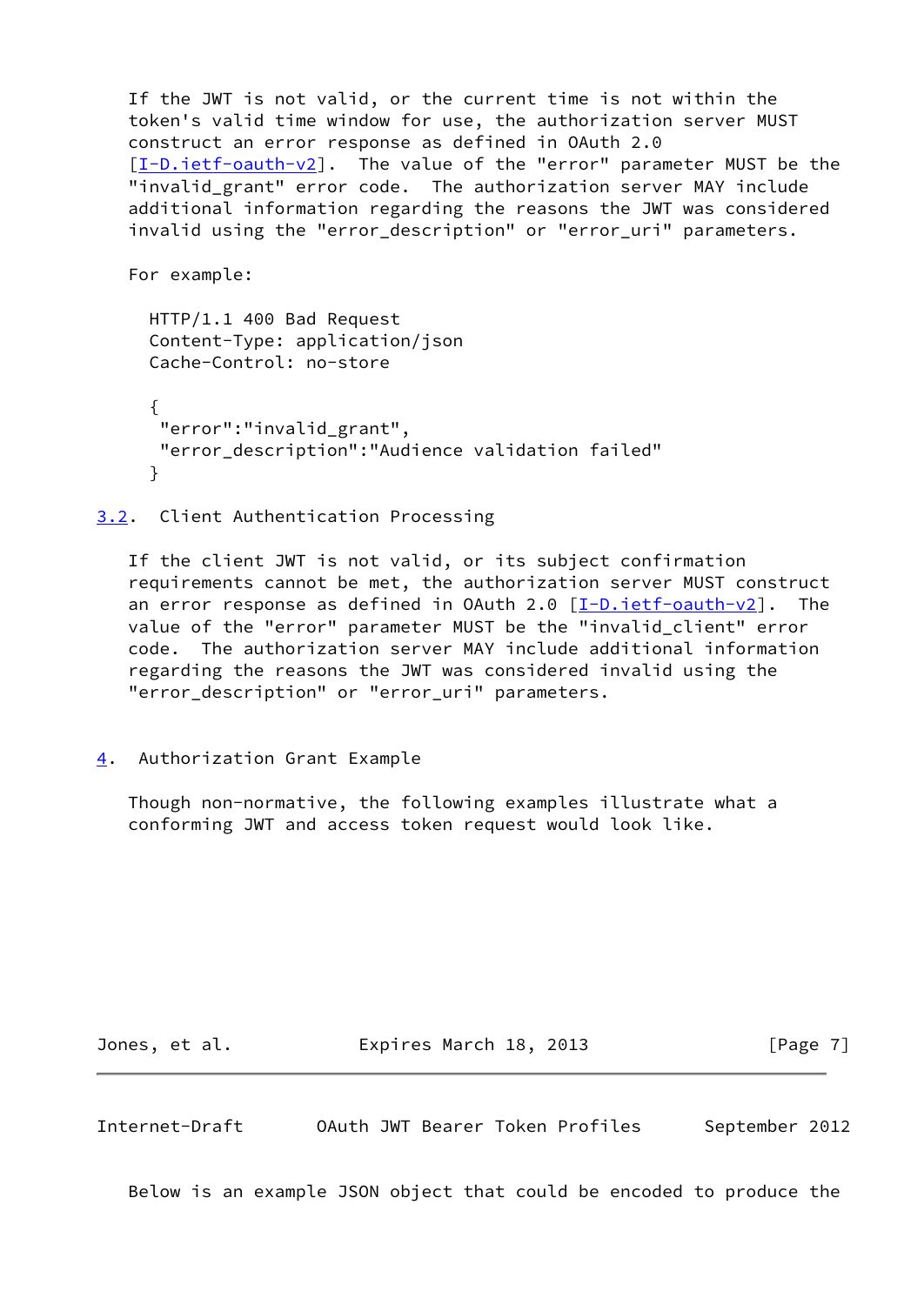If the JWT is not valid, or the current time is not within the token's valid time window for use, the authorization server MUST construct an error response as defined in OAuth 2.0 [I-D.ietf-oauth-v2]. The value of the "error" parameter MUST be the "invalid_grant" error code. The authorization server MAY include additional information regarding the reasons the JWT was considered invalid using the "error_description" or "error_uri" parameters.

For example:

```
HTTP/1.1 400 Bad Request
Content-Type: application/json
Cache-Control: no-store

{
 "error":"invalid_grant",
 "error_description":"Audience validation failed"
}
```

### 3.2. Client Authentication Processing

If the client JWT is not valid, or its subject confirmation requirements cannot be met, the authorization server MUST construct an error response as defined in OAuth 2.0 [I-D.ietf-oauth-v2]. The value of the "error" parameter MUST be the "invalid_client" error code. The authorization server MAY include additional information regarding the reasons the JWT was considered invalid using the "error_description" or "error_uri" parameters.

## 4. Authorization Grant Example

Though non-normative, the following examples illustrate what a conforming JWT and access token request would look like.

Below is an example JSON object that could be encoded to produce the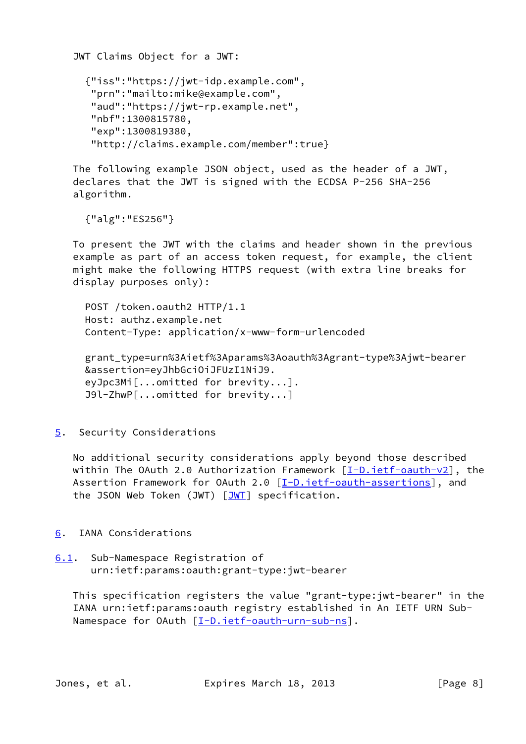JWT Claims Object for a JWT:

```
{"iss":"https://jwt-idp.example.com",
 "prn":"mailto:mike@example.com",
 "aud":"https://jwt-rp.example.net",
 "nbf":1300815780,
 "exp":1300819380,
 "http://claims.example.com/member":true}
```

The following example JSON object, used as the header of a JWT, declares that the JWT is signed with the ECDSA P-256 SHA-256 algorithm.

```
{"alg":"ES256"}
```

To present the JWT with the claims and header shown in the previous example as part of an access token request, for example, the client might make the following HTTPS request (with extra line breaks for display purposes only):

```
POST /token.oauth2 HTTP/1.1
Host: authz.example.net
Content-Type: application/x-www-form-urlencoded

grant_type=urn%3Aietf%3Aparams%3Aoauth%3Agrant-type%3Ajwt-bearer
&assertion=eyJhbGciOiJFUzI1NiJ9.
eyJpc3Mi[...omitted for brevity...].
J9l-ZhwP[...omitted for brevity...]
```

## 5. Security Considerations

No additional security considerations apply beyond those described within The OAuth 2.0 Authorization Framework [I-D.ietf-oauth-v2], the Assertion Framework for OAuth 2.0 [I-D.ietf-oauth-assertions], and the JSON Web Token (JWT) [JWT] specification.

## 6. IANA Considerations

### 6.1. Sub-Namespace Registration of urn:ietf:params:oauth:grant-type:jwt-bearer

This specification registers the value "grant-type:jwt-bearer" in the IANA urn:ietf:params:oauth registry established in An IETF URN Sub-Namespace for OAuth [I-D.ietf-oauth-urn-sub-ns].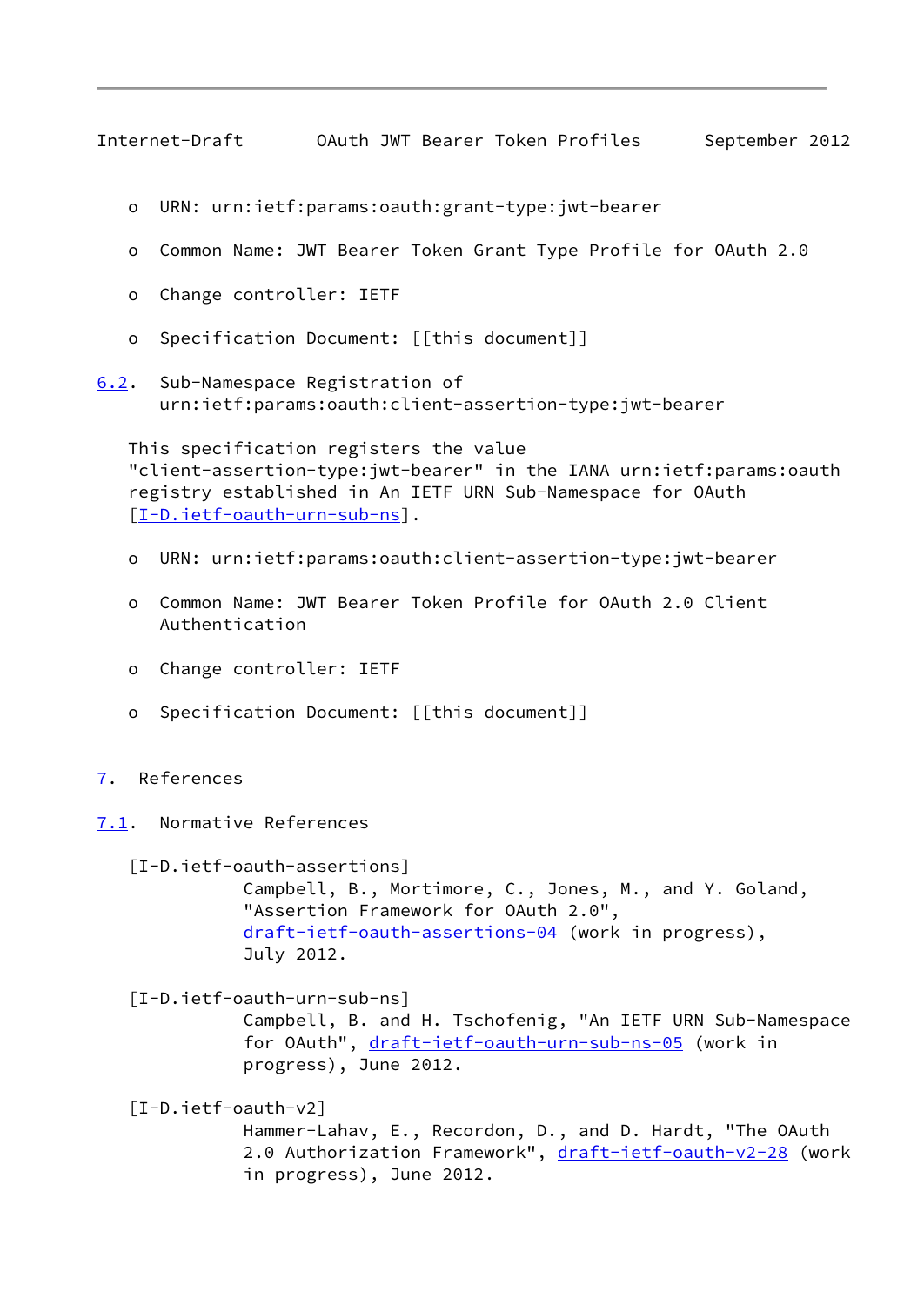- URN: urn:ietf:params:oauth:grant-type:jwt-bearer
- Common Name: JWT Bearer Token Grant Type Profile for OAuth 2.0
- Change controller: IETF
- Specification Document: [[this document]]

### 6.2. Sub-Namespace Registration of urn:ietf:params:oauth:client-assertion-type:jwt-bearer

This specification registers the value "client-assertion-type:jwt-bearer" in the IANA urn:ietf:params:oauth registry established in An IETF URN Sub-Namespace for OAuth [I-D.ietf-oauth-urn-sub-ns].

- URN: urn:ietf:params:oauth:client-assertion-type:jwt-bearer
- Common Name: JWT Bearer Token Profile for OAuth 2.0 Client Authentication
- Change controller: IETF
- Specification Document: [[this document]]

## 7. References

### 7.1. Normative References

[I-D.ietf-oauth-assertions]
Campbell, B., Mortimore, C., Jones, M., and Y. Goland, "Assertion Framework for OAuth 2.0", draft-ietf-oauth-assertions-04 (work in progress), July 2012.

[I-D.ietf-oauth-urn-sub-ns]
Campbell, B. and H. Tschofenig, "An IETF URN Sub-Namespace for OAuth", draft-ietf-oauth-urn-sub-ns-05 (work in progress), June 2012.

[I-D.ietf-oauth-v2]
Hammer-Lahav, E., Recordon, D., and D. Hardt, "The OAuth 2.0 Authorization Framework", draft-ietf-oauth-v2-28 (work in progress), June 2012.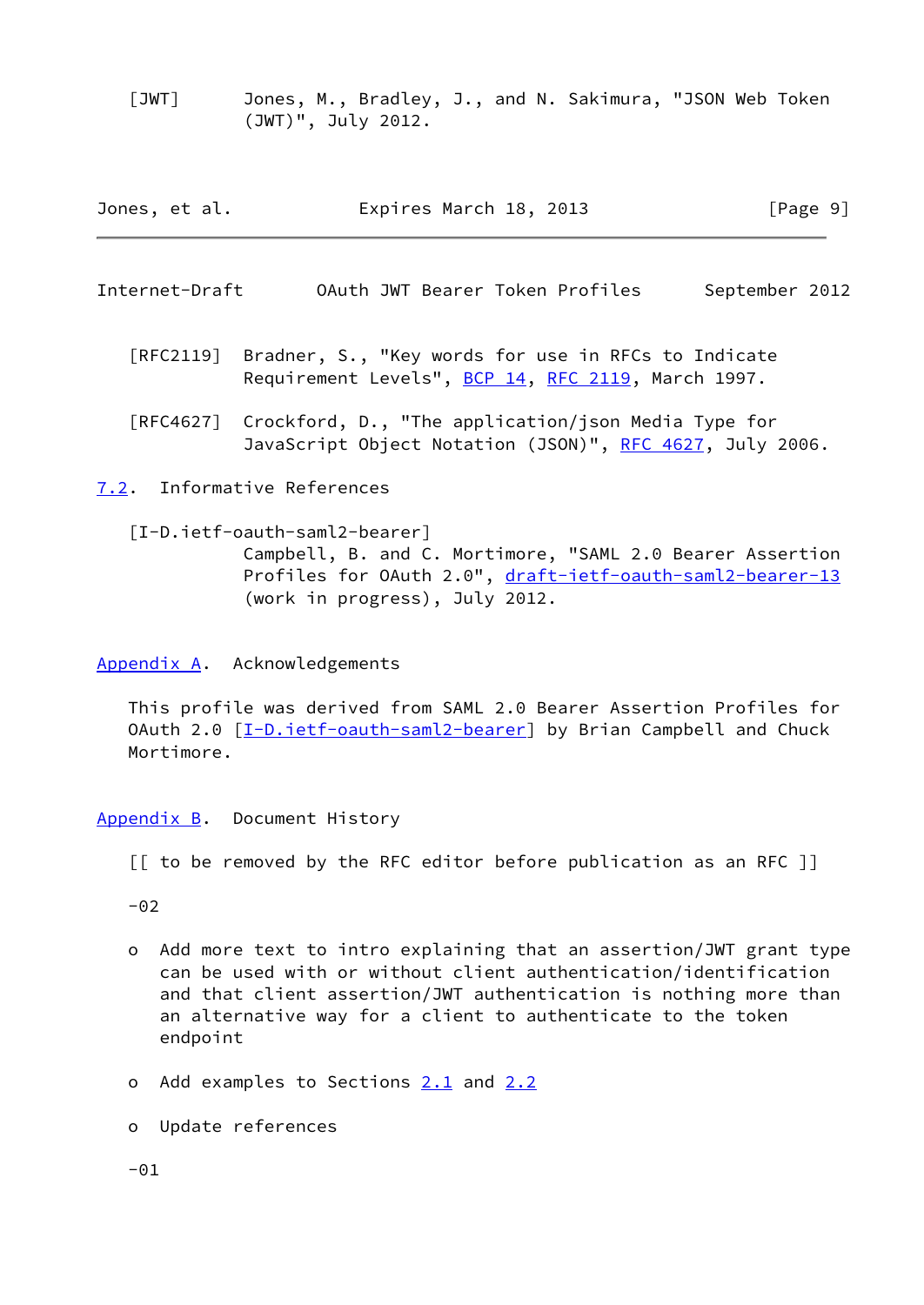[JWT] Jones, M., Bradley, J., and N. Sakimura, "JSON Web Token (JWT)", July 2012.

[RFC2119] Bradner, S., "Key words for use in RFCs to Indicate Requirement Levels", BCP 14, RFC 2119, March 1997.

[RFC4627] Crockford, D., "The application/json Media Type for JavaScript Object Notation (JSON)", RFC 4627, July 2006.

### 7.2. Informative References

[I-D.ietf-oauth-saml2-bearer] Campbell, B. and C. Mortimore, "SAML 2.0 Bearer Assertion Profiles for OAuth 2.0", draft-ietf-oauth-saml2-bearer-13 (work in progress), July 2012.

## Appendix A. Acknowledgements

This profile was derived from SAML 2.0 Bearer Assertion Profiles for OAuth 2.0 [I-D.ietf-oauth-saml2-bearer] by Brian Campbell and Chuck Mortimore.

## Appendix B. Document History

[[ to be removed by the RFC editor before publication as an RFC ]]

-02

- Add more text to intro explaining that an assertion/JWT grant type can be used with or without client authentication/identification and that client assertion/JWT authentication is nothing more than an alternative way for a client to authenticate to the token endpoint

- Add examples to Sections 2.1 and 2.2

- Update references

-01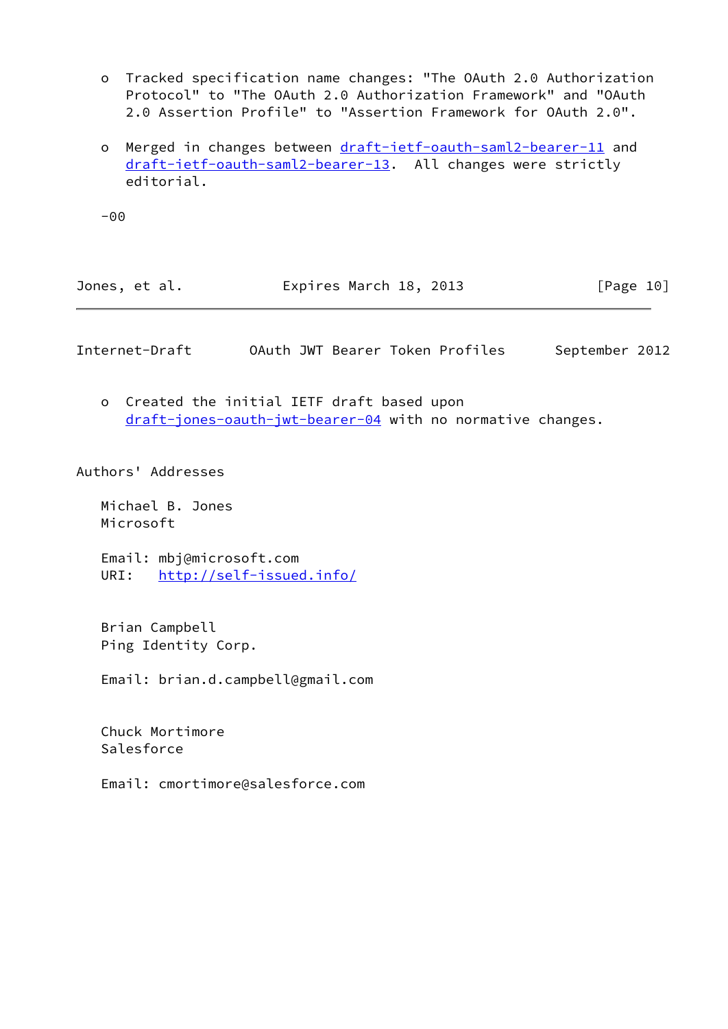- Tracked specification name changes: "The OAuth 2.0 Authorization Protocol" to "The OAuth 2.0 Authorization Framework" and "OAuth 2.0 Assertion Profile" to "Assertion Framework for OAuth 2.0".

- Merged in changes between draft-ietf-oauth-saml2-bearer-11 and draft-ietf-oauth-saml2-bearer-13. All changes were strictly editorial.

-00

- Created the initial IETF draft based upon draft-jones-oauth-jwt-bearer-04 with no normative changes.

# Authors' Addresses

Michael B. Jones
Microsoft

Email: mbj@microsoft.com
URI: http://self-issued.info/

Brian Campbell
Ping Identity Corp.

Email: brian.d.campbell@gmail.com

Chuck Mortimore
Salesforce

Email: cmortimore@salesforce.com